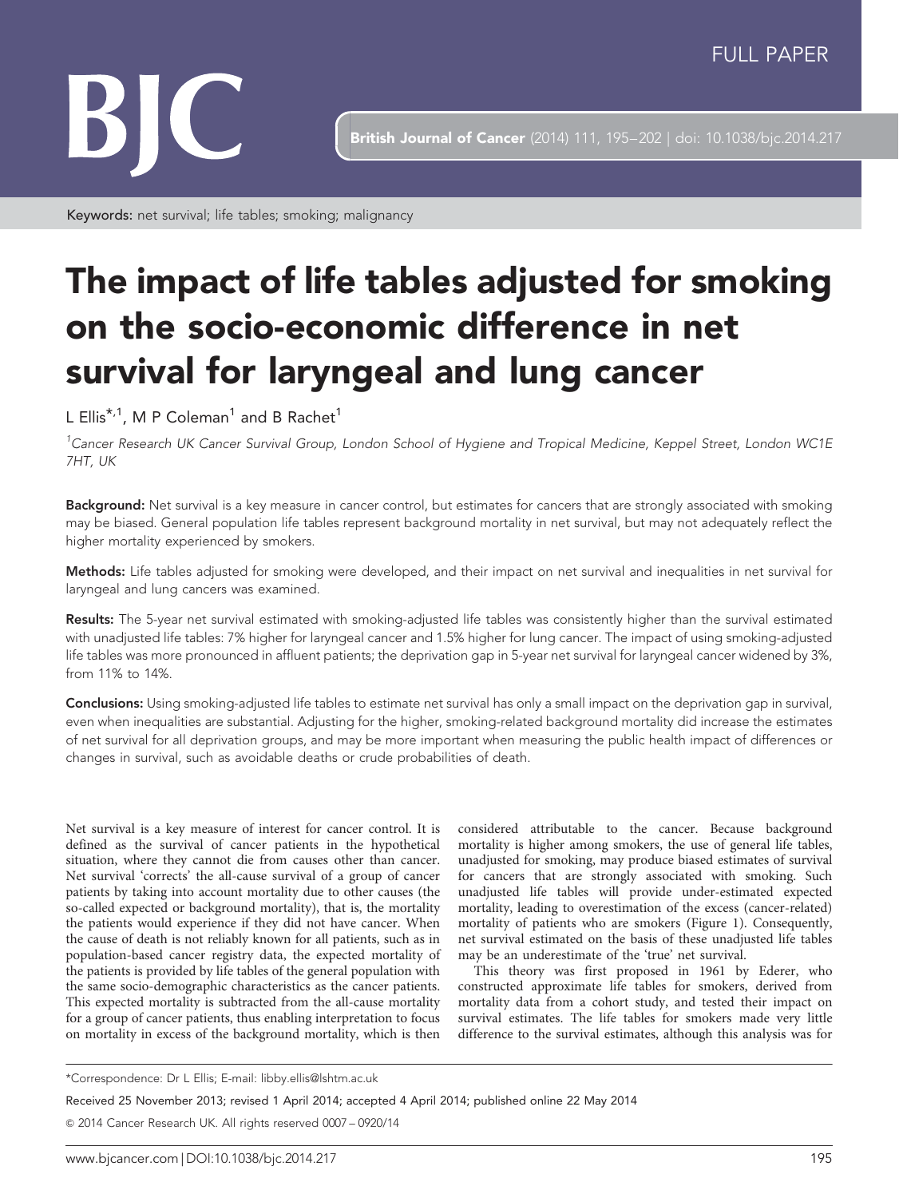FULL PAPER

Keywords: net survival; life tables; smoking; malignancy

# The impact of life tables adjusted for smoking on the socio-economic difference in net survival for laryngeal and lung cancer

L Ellis*[,1], M P Coleman[1] and B Rachet[1]

[1]Cancer Research UK Cancer Survival Group, London School of Hygiene and Tropical Medicine, Keppel Street, London WC1E 7HT, UK

**Background:** Net survival is a key measure in cancer control, but estimates for cancers that are strongly associated with smoking may be biased. General population life tables represent background mortality in net survival, but may not adequately reflect the higher mortality experienced by smokers.

**Methods:** Life tables adjusted for smoking were developed, and their impact on net survival and inequalities in net survival for laryngeal and lung cancers was examined.

**Results:** The 5-year net survival estimated with smoking-adjusted life tables was consistently higher than the survival estimated with unadjusted life tables: 7% higher for laryngeal cancer and 1.5% higher for lung cancer. The impact of using smoking-adjusted life tables was more pronounced in affluent patients; the deprivation gap in 5-year net survival for laryngeal cancer widened by 3%, from 11% to 14%.

**Conclusions:** Using smoking-adjusted life tables to estimate net survival has only a small impact on the deprivation gap in survival, even when inequalities are substantial. Adjusting for the higher, smoking-related background mortality did increase the estimates of net survival for all deprivation groups, and may be more important when measuring the public health impact of differences or changes in survival, such as avoidable deaths or crude probabilities of death.

Net survival is a key measure of interest for cancer control. It is defined as the survival of cancer patients in the hypothetical situation, where they cannot die from causes other than cancer. Net survival 'corrects' the all-cause survival of a group of cancer patients by taking into account mortality due to other causes (the so-called expected or background mortality), that is, the mortality the patients would experience if they did not have cancer. When the cause of death is not reliably known for all patients, such as in population-based cancer registry data, the expected mortality of the patients is provided by life tables of the general population with the same socio-demographic characteristics as the cancer patients. This expected mortality is subtracted from the all-cause mortality for a group of cancer patients, thus enabling interpretation to focus on mortality in excess of the background mortality, which is then considered attributable to the cancer. Because background mortality is higher among smokers, the use of general life tables, unadjusted for smoking, may produce biased estimates of survival for cancers that are strongly associated with smoking. Such unadjusted life tables will provide under-estimated expected mortality, leading to overestimation of the excess (cancer-related) mortality of patients who are smokers (Figure 1). Consequently, net survival estimated on the basis of these unadjusted life tables may be an underestimate of the 'true' net survival.

This theory was first proposed in 1961 by Ederer, who constructed approximate life tables for smokers, derived from mortality data from a cohort study, and tested their impact on survival estimates. The life tables for smokers made very little difference to the survival estimates, although this analysis was for

*Correspondence: Dr L Ellis; E-mail: libby.ellis@lshtm.ac.uk

Received 25 November 2013; revised 1 April 2014; accepted 4 April 2014; published online 22 May 2014

© 2014 Cancer Research UK. All rights reserved 0007 – 0920/14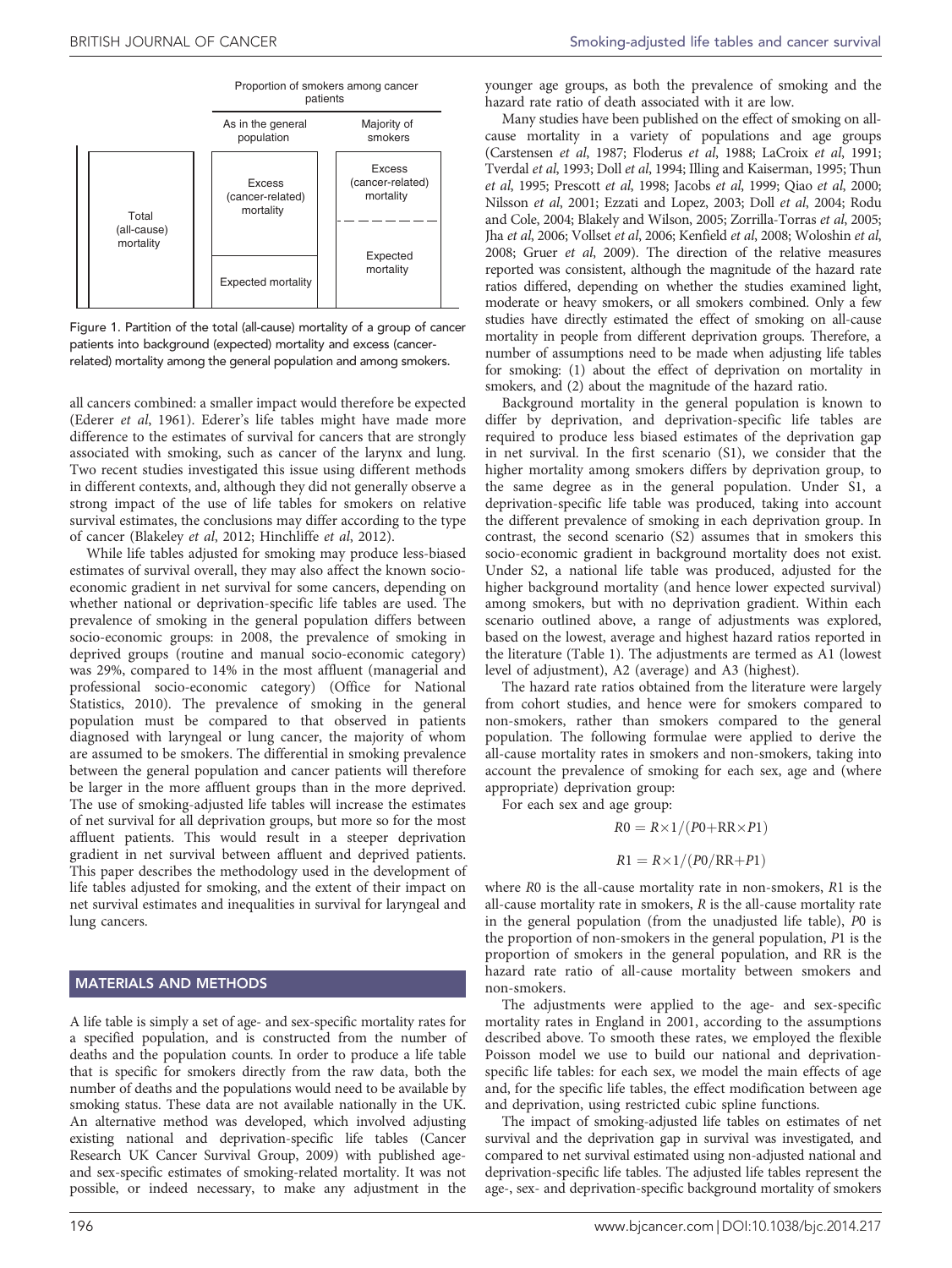| | Proportion of smokers among cancer patients | |
|---|---|---|
| | As in the general population | Majority of smokers |
| Total (all-cause) mortality | Excess (cancer-related) mortality | Excess (cancer-related) mortality |
| | Expected mortality | Expected mortality |

Figure 1. Partition of the total (all-cause) mortality of a group of cancer patients into background (expected) mortality and excess (cancer-related) mortality among the general population and among smokers.

all cancers combined: a smaller impact would therefore be expected (Ederer *et al*, 1961). Ederer's life tables might have made more difference to the estimates of survival for cancers that are strongly associated with smoking, such as cancer of the larynx and lung. Two recent studies investigated this issue using different methods in different contexts, and, although they did not generally observe a strong impact of the use of life tables for smokers on relative survival estimates, the conclusions may differ according to the type of cancer (Blakeley *et al*, 2012; Hinchliffe *et al*, 2012).

While life tables adjusted for smoking may produce less-biased estimates of survival overall, they may also affect the known socio-economic gradient in net survival for some cancers, depending on whether national or deprivation-specific life tables are used. The prevalence of smoking in the general population differs between socio-economic groups: in 2008, the prevalence of smoking in deprived groups (routine and manual socio-economic category) was 29%, compared to 14% in the most affluent (managerial and professional socio-economic category) (Office for National Statistics, 2010). The prevalence of smoking in the general population must be compared to that observed in patients diagnosed with laryngeal or lung cancer, the majority of whom are assumed to be smokers. The differential in smoking prevalence between the general population and cancer patients will therefore be larger in the more affluent groups than in the more deprived. The use of smoking-adjusted life tables will increase the estimates of net survival for all deprivation groups, but more so for the most affluent patients. This would result in a steeper deprivation gradient in net survival between affluent and deprived patients. This paper describes the methodology used in the development of life tables adjusted for smoking, and the extent of their impact on net survival estimates and inequalities in survival for laryngeal and lung cancers.

## MATERIALS AND METHODS

A life table is simply a set of age- and sex-specific mortality rates for a specified population, and is constructed from the number of deaths and the population counts. In order to produce a life table that is specific for smokers directly from the raw data, both the number of deaths and the populations would need to be available by smoking status. These data are not available nationally in the UK. An alternative method was developed, which involved adjusting existing national and deprivation-specific life tables (Cancer Research UK Cancer Survival Group, 2009) with published age- and sex-specific estimates of smoking-related mortality. It was not possible, or indeed necessary, to make any adjustment in the younger age groups, as both the prevalence of smoking and the hazard rate ratio of death associated with it are low.

Many studies have been published on the effect of smoking on all-cause mortality in a variety of populations and age groups (Carstensen *et al*, 1987; Floderus *et al*, 1988; LaCroix *et al*, 1991; Tverdal *et al*, 1993; Doll *et al*, 1994; Illing and Kaiserman, 1995; Thun *et al*, 1995; Prescott *et al*, 1998; Jacobs *et al*, 1999; Qiao *et al*, 2000; Nilsson *et al*, 2001; Ezzati and Lopez, 2003; Doll *et al*, 2004; Rodu and Cole, 2004; Blakely and Wilson, 2005; Zorrilla-Torras *et al*, 2005; Jha *et al*, 2006; Vollset *et al*, 2006; Kenfield *et al*, 2008; Woloshin *et al*, 2008; Gruer *et al*, 2009). The direction of the relative measures reported was consistent, although the magnitude of the hazard rate ratios differed, depending on whether the studies examined light, moderate or heavy smokers, or all smokers combined. Only a few studies have directly estimated the effect of smoking on all-cause mortality in people from different deprivation groups. Therefore, a number of assumptions need to be made when adjusting life tables for smoking: (1) about the effect of deprivation on mortality in smokers, and (2) about the magnitude of the hazard ratio.

Background mortality in the general population is known to differ by deprivation, and deprivation-specific life tables are required to produce less biased estimates of the deprivation gap in net survival. In the first scenario (S1), we consider that the higher mortality among smokers differs by deprivation group, to the same degree as in the general population. Under S1, a deprivation-specific life table was produced, taking into account the different prevalence of smoking in each deprivation group. In contrast, the second scenario (S2) assumes that in smokers this socio-economic gradient in background mortality does not exist. Under S2, a national life table was produced, adjusted for the higher background mortality (and hence lower expected survival) among smokers, but with no deprivation gradient. Within each scenario outlined above, a range of adjustments was explored, based on the lowest, average and highest hazard ratios reported in the literature (Table 1). The adjustments are termed as A1 (lowest level of adjustment), A2 (average) and A3 (highest).

The hazard rate ratios obtained from the literature were largely from cohort studies, and hence were for smokers compared to non-smokers, rather than smokers compared to the general population. The following formulae were applied to derive the all-cause mortality rates in smokers and non-smokers, taking into account the prevalence of smoking for each sex, age and (where appropriate) deprivation group:

For each sex and age group:

$$R0 = R \times 1/(P0 + \mathrm{RR} \times P1)$$

$$R1 = R \times 1/(P0/\mathrm{RR} + P1)$$

where $R0$ is the all-cause mortality rate in non-smokers, $R1$ is the all-cause mortality rate in smokers, $R$ is the all-cause mortality rate in the general population (from the unadjusted life table), $P0$ is the proportion of non-smokers in the general population, $P1$ is the proportion of smokers in the general population, and RR is the hazard rate ratio of all-cause mortality between smokers and non-smokers.

The adjustments were applied to the age- and sex-specific mortality rates in England in 2001, according to the assumptions described above. To smooth these rates, we employed the flexible Poisson model we use to build our national and deprivation-specific life tables: for each sex, we model the main effects of age and, for the specific life tables, the effect modification between age and deprivation, using restricted cubic spline functions.

The impact of smoking-adjusted life tables on estimates of net survival and the deprivation gap in survival was investigated, and compared to net survival estimated using non-adjusted national and deprivation-specific life tables. The adjusted life tables represent the age-, sex- and deprivation-specific background mortality of smokers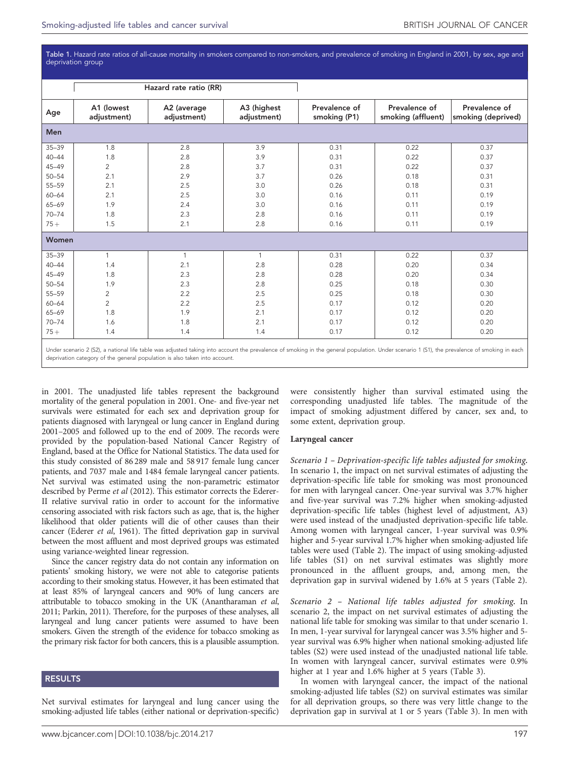Table 1. Hazard rate ratios of all-cause mortality in smokers compared to non-smokers, and prevalence of smoking in England in 2001, by sex, age and deprivation group

| | Hazard rate ratio (RR) | | | | | |
|---|---|---|---|---|---|---|
| Age | A1 (lowest adjustment) | A2 (average adjustment) | A3 (highest adjustment) | Prevalence of smoking (P1) | Prevalence of smoking (affluent) | Prevalence of smoking (deprived) |
| **Men** | | | | | | |
| 35–39 | 1.8 | 2.8 | 3.9 | 0.31 | 0.22 | 0.37 |
| 40–44 | 1.8 | 2.8 | 3.9 | 0.31 | 0.22 | 0.37 |
| 45–49 | 2 | 2.8 | 3.7 | 0.31 | 0.22 | 0.37 |
| 50–54 | 2.1 | 2.9 | 3.7 | 0.26 | 0.18 | 0.31 |
| 55–59 | 2.1 | 2.5 | 3.0 | 0.26 | 0.18 | 0.31 |
| 60–64 | 2.1 | 2.5 | 3.0 | 0.16 | 0.11 | 0.19 |
| 65–69 | 1.9 | 2.4 | 3.0 | 0.16 | 0.11 | 0.19 |
| 70–74 | 1.8 | 2.3 | 2.8 | 0.16 | 0.11 | 0.19 |
| 75+ | 1.5 | 2.1 | 2.8 | 0.16 | 0.11 | 0.19 |
| **Women** | | | | | | |
| 35–39 | 1 | 1 | 1 | 0.31 | 0.22 | 0.37 |
| 40–44 | 1.4 | 2.1 | 2.8 | 0.28 | 0.20 | 0.34 |
| 45–49 | 1.8 | 2.3 | 2.8 | 0.28 | 0.20 | 0.34 |
| 50–54 | 1.9 | 2.3 | 2.8 | 0.25 | 0.18 | 0.30 |
| 55–59 | 2 | 2.2 | 2.5 | 0.25 | 0.18 | 0.30 |
| 60–64 | 2 | 2.2 | 2.5 | 0.17 | 0.12 | 0.20 |
| 65–69 | 1.8 | 1.9 | 2.1 | 0.17 | 0.12 | 0.20 |
| 70–74 | 1.6 | 1.8 | 2.1 | 0.17 | 0.12 | 0.20 |
| 75+ | 1.4 | 1.4 | 1.4 | 0.17 | 0.12 | 0.20 |

Under scenario 2 (S2), a national life table was adjusted taking into account the prevalence of smoking in the general population. Under scenario 1 (S1), the prevalence of smoking in each deprivation category of the general population is also taken into account.

in 2001. The unadjusted life tables represent the background mortality of the general population in 2001. One- and five-year net survivals were estimated for each sex and deprivation group for patients diagnosed with laryngeal or lung cancer in England during 2001–2005 and followed up to the end of 2009. The records were provided by the population-based National Cancer Registry of England, based at the Office for National Statistics. The data used for this study consisted of 86 289 male and 58 917 female lung cancer patients, and 7037 male and 1484 female laryngeal cancer patients. Net survival was estimated using the non-parametric estimator described by Perme *et al* (2012). This estimator corrects the Ederer-II relative survival ratio in order to account for the informative censoring associated with risk factors such as age, that is, the higher likelihood that older patients will die of other causes than their cancer (Ederer *et al*, 1961). The fitted deprivation gap in survival between the most affluent and most deprived groups was estimated using variance-weighted linear regression.

Since the cancer registry data do not contain any information on patients' smoking history, we were not able to categorise patients according to their smoking status. However, it has been estimated that at least 85% of laryngeal cancers and 90% of lung cancers are attributable to tobacco smoking in the UK (Anantharaman *et al*, 2011; Parkin, 2011). Therefore, for the purposes of these analyses, all laryngeal and lung cancer patients were assumed to have been smokers. Given the strength of the evidence for tobacco smoking as the primary risk factor for both cancers, this is a plausible assumption.

## RESULTS

Net survival estimates for laryngeal and lung cancer using the smoking-adjusted life tables (either national or deprivation-specific) were consistently higher than survival estimated using the corresponding unadjusted life tables. The magnitude of the impact of smoking adjustment differed by cancer, sex and, to some extent, deprivation group.

### Laryngeal cancer

*Scenario 1 – Deprivation-specific life tables adjusted for smoking.* In scenario 1, the impact on net survival estimates of adjusting the deprivation-specific life table for smoking was most pronounced for men with laryngeal cancer. One-year survival was 3.7% higher and five-year survival was 7.2% higher when smoking-adjusted deprivation-specific life tables (highest level of adjustment, A3) were used instead of the unadjusted deprivation-specific life table. Among women with laryngeal cancer, 1-year survival was 0.9% higher and 5-year survival 1.7% higher when smoking-adjusted life tables were used (Table 2). The impact of using smoking-adjusted life tables (S1) on net survival estimates was slightly more pronounced in the affluent groups, and, among men, the deprivation gap in survival widened by 1.6% at 5 years (Table 2).

*Scenario 2 – National life tables adjusted for smoking.* In scenario 2, the impact on net survival estimates of adjusting the national life table for smoking was similar to that under scenario 1. In men, 1-year survival for laryngeal cancer was 3.5% higher and 5-year survival was 6.9% higher when national smoking-adjusted life tables (S2) were used instead of the unadjusted national life table. In women with laryngeal cancer, survival estimates were 0.9% higher at 1 year and 1.6% higher at 5 years (Table 3).

In women with laryngeal cancer, the impact of the national smoking-adjusted life tables (S2) on survival estimates was similar for all deprivation groups, so there was very little change to the deprivation gap in survival at 1 or 5 years (Table 3). In men with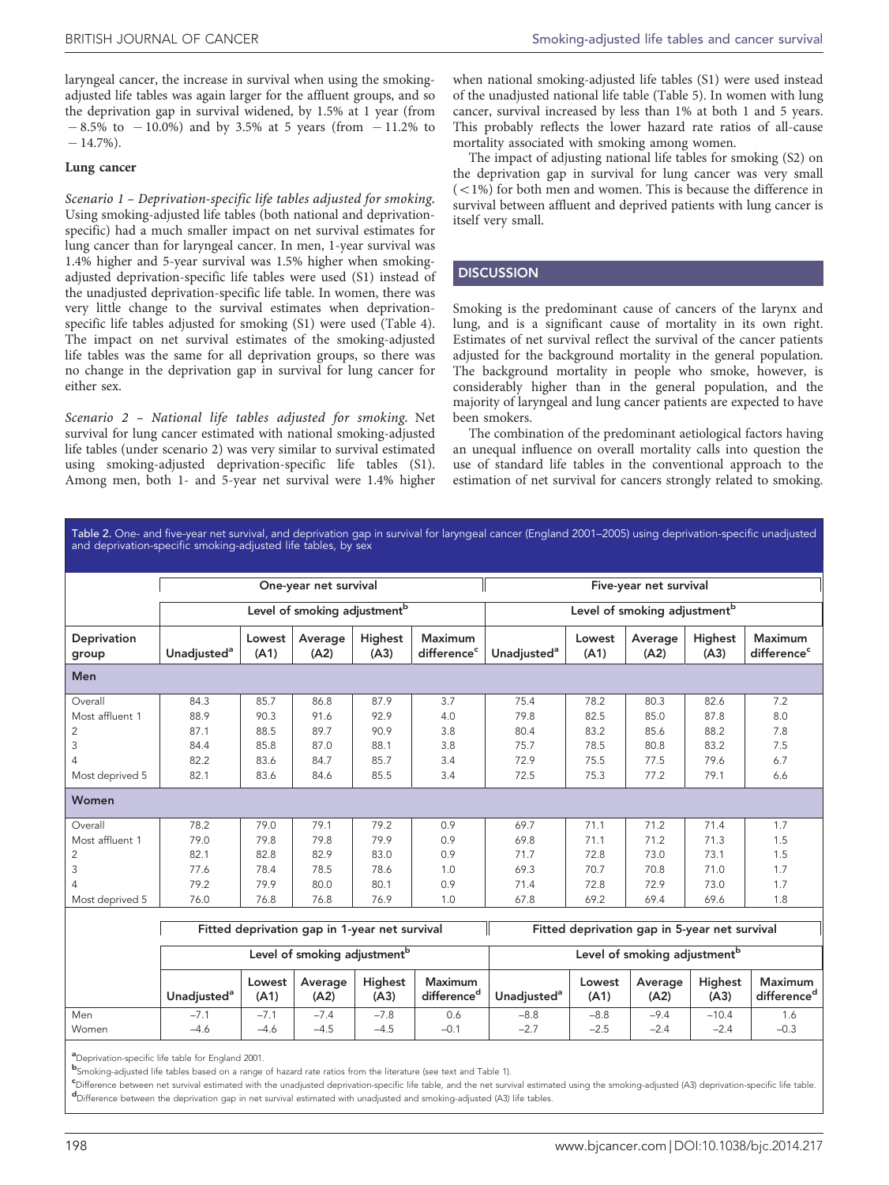laryngeal cancer, the increase in survival when using the smoking-adjusted life tables was again larger for the affluent groups, and so the deprivation gap in survival widened, by 1.5% at 1 year (from −8.5% to −10.0%) and by 3.5% at 5 years (from −11.2% to −14.7%).

### Lung cancer

*Scenario 1 – Deprivation-specific life tables adjusted for smoking.* Using smoking-adjusted life tables (both national and deprivation-specific) had a much smaller impact on net survival estimates for lung cancer than for laryngeal cancer. In men, 1-year survival was 1.4% higher and 5-year survival was 1.5% higher when smoking-adjusted deprivation-specific life tables were used (S1) instead of the unadjusted deprivation-specific life table. In women, there was very little change to the survival estimates when deprivation-specific life tables adjusted for smoking (S1) were used (Table 4). The impact on net survival estimates of the smoking-adjusted life tables was the same for all deprivation groups, so there was no change in the deprivation gap in survival for lung cancer for either sex.

*Scenario 2 – National life tables adjusted for smoking.* Net survival for lung cancer estimated with national smoking-adjusted life tables (under scenario 2) was very similar to survival estimated using smoking-adjusted deprivation-specific life tables (S1). Among men, both 1- and 5-year net survival were 1.4% higher when national smoking-adjusted life tables (S1) were used instead of the unadjusted national life table (Table 5). In women with lung cancer, survival increased by less than 1% at both 1 and 5 years. This probably reflects the lower hazard rate ratios of all-cause mortality associated with smoking among women.

The impact of adjusting national life tables for smoking (S2) on the deprivation gap in survival for lung cancer was very small (<1%) for both men and women. This is because the difference in survival between affluent and deprived patients with lung cancer is itself very small.

## DISCUSSION

Smoking is the predominant cause of cancers of the larynx and lung, and is a significant cause of mortality in its own right. Estimates of net survival reflect the survival of the cancer patients adjusted for the background mortality in the general population. The background mortality in people who smoke, however, is considerably higher than in the general population, and the majority of laryngeal and lung cancer patients are expected to have been smokers.

The combination of the predominant aetiological factors having an unequal influence on overall mortality calls into question the use of standard life tables in the conventional approach to the estimation of net survival for cancers strongly related to smoking.

**Table 2.** One- and five-year net survival, and deprivation gap in survival for laryngeal cancer (England 2001–2005) using deprivation-specific unadjusted and deprivation-specific smoking-adjusted life tables, by sex

| | One-year net survival | | | | | Five-year net survival | | | | |
|---|---|---|---|---|---|---|---|---|---|---|
| | | Level of smoking adjustment[b] | | | | | Level of smoking adjustment[b] | | | |
| Deprivation group | Unadjusted[a] | Lowest (A1) | Average (A2) | Highest (A3) | Maximum difference[c] | Unadjusted[a] | Lowest (A1) | Average (A2) | Highest (A3) | Maximum difference[c] |
| **Men** | | | | | | | | | | |
| Overall | 84.3 | 85.7 | 86.8 | 87.9 | 3.7 | 75.4 | 78.2 | 80.3 | 82.6 | 7.2 |
| Most affluent 1 | 88.9 | 90.3 | 91.6 | 92.9 | 4.0 | 79.8 | 82.5 | 85.0 | 87.8 | 8.0 |
| 2 | 87.1 | 88.5 | 89.7 | 90.9 | 3.8 | 80.4 | 83.2 | 85.6 | 88.2 | 7.8 |
| 3 | 84.4 | 85.8 | 87.0 | 88.1 | 3.8 | 75.7 | 78.5 | 80.8 | 83.2 | 7.5 |
| 4 | 82.2 | 83.6 | 84.7 | 85.7 | 3.4 | 72.9 | 75.5 | 77.5 | 79.6 | 6.7 |
| Most deprived 5 | 82.1 | 83.6 | 84.6 | 85.5 | 3.4 | 72.5 | 75.3 | 77.2 | 79.1 | 6.6 |
| **Women** | | | | | | | | | | |
| Overall | 78.2 | 79.0 | 79.1 | 79.2 | 0.9 | 69.7 | 71.1 | 71.2 | 71.4 | 1.7 |
| Most affluent 1 | 79.0 | 79.8 | 79.8 | 79.9 | 0.9 | 69.8 | 71.1 | 71.2 | 71.3 | 1.5 |
| 2 | 82.1 | 82.8 | 82.9 | 83.0 | 0.9 | 71.7 | 72.8 | 73.0 | 73.1 | 1.5 |
| 3 | 77.6 | 78.4 | 78.5 | 78.6 | 1.0 | 69.3 | 70.7 | 70.8 | 71.0 | 1.7 |
| 4 | 79.2 | 79.9 | 80.0 | 80.1 | 0.9 | 71.4 | 72.8 | 72.9 | 73.0 | 1.7 |
| Most deprived 5 | 76.0 | 76.8 | 76.8 | 76.9 | 1.0 | 67.8 | 69.2 | 69.4 | 69.6 | 1.8 |
| | **Fitted deprivation gap in 1-year net survival** | | | | | **Fitted deprivation gap in 5-year net survival** | | | | |
| | | Level of smoking adjustment[b] | | | | | Level of smoking adjustment[b] | | | |
| | Unadjusted[a] | Lowest (A1) | Average (A2) | Highest (A3) | Maximum difference[d] | Unadjusted[a] | Lowest (A1) | Average (A2) | Highest (A3) | Maximum difference[d] |
| Men | −7.1 | −7.1 | −7.4 | −7.8 | 0.6 | −8.8 | −8.8 | −9.4 | −10.4 | 1.6 |
| Women | −4.6 | −4.6 | −4.5 | −4.5 | −0.1 | −2.7 | −2.5 | −2.4 | −2.4 | −0.3 |

[a]Deprivation-specific life table for England 2001.
[b]Smoking-adjusted life tables based on a range of hazard rate ratios from the literature (see text and Table 1).
[c]Difference between net survival estimated with the unadjusted deprivation-specific life table, and the net survival estimated using the smoking-adjusted (A3) deprivation-specific life table.
[d]Difference between the deprivation gap in net survival estimated with unadjusted and smoking-adjusted (A3) life tables.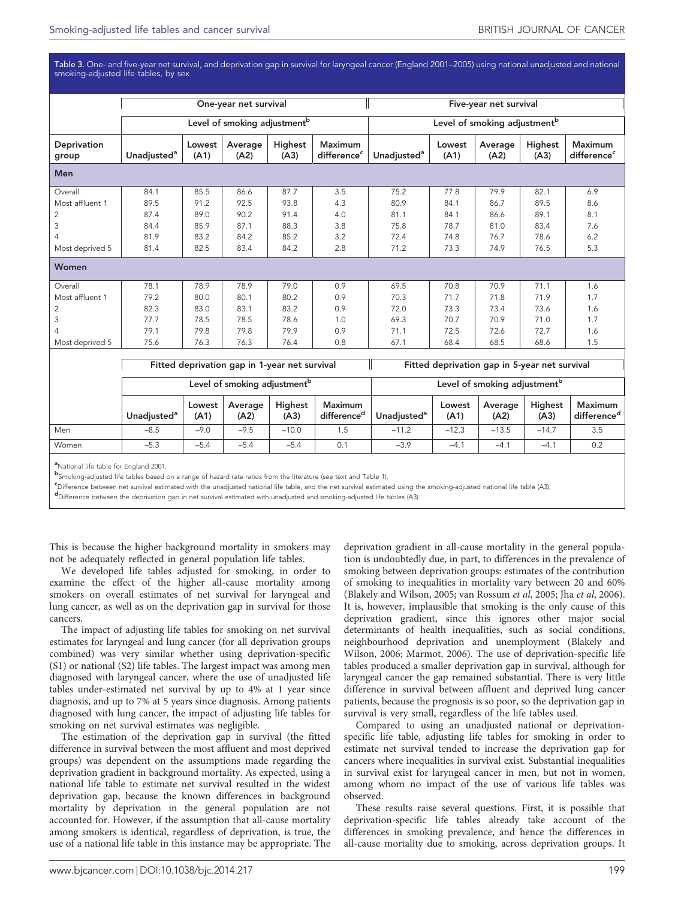Table 3. One- and five-year net survival, and deprivation gap in survival for laryngeal cancer (England 2001–2005) using national unadjusted and national smoking-adjusted life tables, by sex

| | One-year net survival | | | | | Five-year net survival | | | | |
|---|---|---|---|---|---|---|---|---|---|---|
| | | Level of smoking adjustment[b] | | | | | Level of smoking adjustment[b] | | | |
| Deprivation group | Unadjusted[a] | Lowest (A1) | Average (A2) | Highest (A3) | Maximum difference[c] | Unadjusted[a] | Lowest (A1) | Average (A2) | Highest (A3) | Maximum difference[c] |
| **Men** | | | | | | | | | | |
| Overall | 84.1 | 85.5 | 86.6 | 87.7 | 3.5 | 75.2 | 77.8 | 79.9 | 82.1 | 6.9 |
| Most affluent 1 | 89.5 | 91.2 | 92.5 | 93.8 | 4.3 | 80.9 | 84.1 | 86.7 | 89.5 | 8.6 |
| 2 | 87.4 | 89.0 | 90.2 | 91.4 | 4.0 | 81.1 | 84.1 | 86.6 | 89.1 | 8.1 |
| 3 | 84.4 | 85.9 | 87.1 | 88.3 | 3.8 | 75.8 | 78.7 | 81.0 | 83.4 | 7.6 |
| 4 | 81.9 | 83.2 | 84.2 | 85.2 | 3.2 | 72.4 | 74.8 | 76.7 | 78.6 | 6.2 |
| Most deprived 5 | 81.4 | 82.5 | 83.4 | 84.2 | 2.8 | 71.2 | 73.3 | 74.9 | 76.5 | 5.3 |
| **Women** | | | | | | | | | | |
| Overall | 78.1 | 78.9 | 78.9 | 79.0 | 0.9 | 69.5 | 70.8 | 70.9 | 71.1 | 1.6 |
| Most affluent 1 | 79.2 | 80.0 | 80.1 | 80.2 | 0.9 | 70.3 | 71.7 | 71.8 | 71.9 | 1.7 |
| 2 | 82.3 | 83.0 | 83.1 | 83.2 | 0.9 | 72.0 | 73.3 | 73.4 | 73.6 | 1.6 |
| 3 | 77.7 | 78.5 | 78.5 | 78.6 | 1.0 | 69.3 | 70.7 | 70.9 | 71.0 | 1.7 |
| 4 | 79.1 | 79.8 | 79.8 | 79.9 | 0.9 | 71.1 | 72.5 | 72.6 | 72.7 | 1.6 |
| Most deprived 5 | 75.6 | 76.3 | 76.3 | 76.4 | 0.8 | 67.1 | 68.4 | 68.5 | 68.6 | 1.5 |

| | Fitted deprivation gap in 1-year net survival | | | | | Fitted deprivation gap in 5-year net survival | | | | |
|---|---|---|---|---|---|---|---|---|---|---|
| | | Level of smoking adjustment[b] | | | | | Level of smoking adjustment[b] | | | |
| | Unadjusted[a] | Lowest (A1) | Average (A2) | Highest (A3) | Maximum difference[d] | Unadjusted[a] | Lowest (A1) | Average (A2) | Highest (A3) | Maximum difference[d] |
| Men | −8.5 | −9.0 | −9.5 | −10.0 | 1.5 | −11.2 | −12.3 | −13.5 | −14.7 | 3.5 |
| Women | −5.3 | −5.4 | −5.4 | −5.4 | 0.1 | −3.9 | −4.1 | −4.1 | −4.1 | 0.2 |

[a]National life table for England 2001.
[b]Smoking-adjusted life tables based on a range of hazard rate ratios from the literature (see text and Table 1).
[c]Difference between net survival estimated with the unadjusted national life table, and the net survival estimated using the smoking-adjusted national life table (A3).
[d]Difference between the deprivation gap in net survival estimated with unadjusted and smoking-adjusted life tables (A3).

This is because the higher background mortality in smokers may not be adequately reflected in general population life tables.

We developed life tables adjusted for smoking, in order to examine the effect of the higher all-cause mortality among smokers on overall estimates of net survival for laryngeal and lung cancer, as well as on the deprivation gap in survival for those cancers.

The impact of adjusting life tables for smoking on net survival estimates for laryngeal and lung cancer (for all deprivation groups combined) was very similar whether using deprivation-specific (S1) or national (S2) life tables. The largest impact was among men diagnosed with laryngeal cancer, where the use of unadjusted life tables under-estimated net survival by up to 4% at 1 year since diagnosis, and up to 7% at 5 years since diagnosis. Among patients diagnosed with lung cancer, the impact of adjusting life tables for smoking on net survival estimates was negligible.

The estimation of the deprivation gap in survival (the fitted difference in survival between the most affluent and most deprived groups) was dependent on the assumptions made regarding the deprivation gradient in background mortality. As expected, using a national life table to estimate net survival resulted in the widest deprivation gap, because the known differences in background mortality by deprivation in the general population are not accounted for. However, if the assumption that all-cause mortality among smokers is identical, regardless of deprivation, is true, the use of a national life table in this instance may be appropriate. The deprivation gradient in all-cause mortality in the general population is undoubtedly due, in part, to differences in the prevalence of smoking between deprivation groups: estimates of the contribution of smoking to inequalities in mortality vary between 20 and 60% (Blakely and Wilson, 2005; van Rossum *et al*, 2005; Jha *et al*, 2006). It is, however, implausible that smoking is the only cause of this deprivation gradient, since this ignores other major social determinants of health inequalities, such as social conditions, neighbourhood deprivation and unemployment (Blakely and Wilson, 2006; Marmot, 2006). The use of deprivation-specific life tables produced a smaller deprivation gap in survival, although for laryngeal cancer the gap remained substantial. There is very little difference in survival between affluent and deprived lung cancer patients, because the prognosis is so poor, so the deprivation gap in survival is very small, regardless of the life tables used.

Compared to using an unadjusted national or deprivation-specific life table, adjusting life tables for smoking in order to estimate net survival tended to increase the deprivation gap for cancers where inequalities in survival exist. Substantial inequalities in survival exist for laryngeal cancer in men, but not in women, among whom no impact of the use of various life tables was observed.

These results raise several questions. First, it is possible that deprivation-specific life tables already take account of the differences in smoking prevalence, and hence the differences in all-cause mortality due to smoking, across deprivation groups. It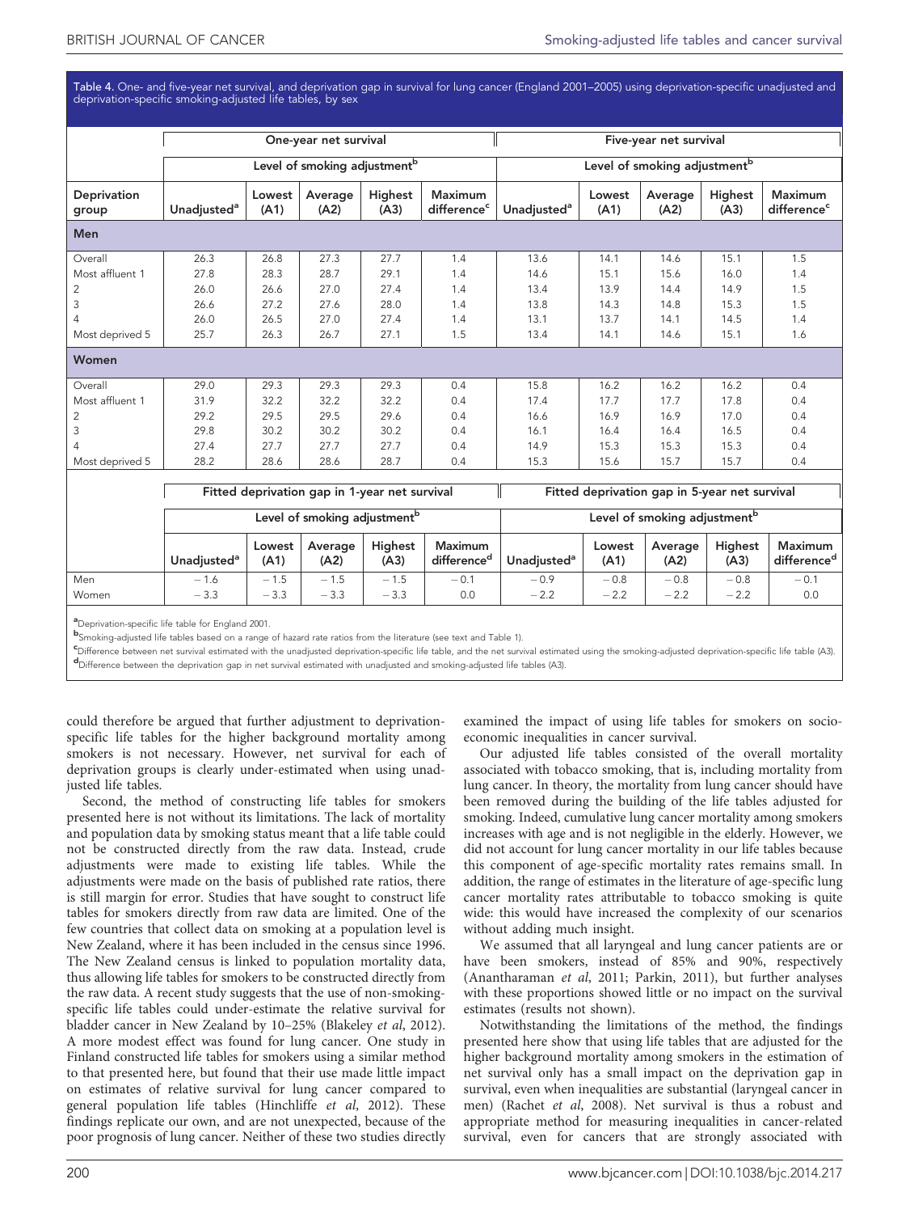Table 4. One- and five-year net survival, and deprivation gap in survival for lung cancer (England 2001–2005) using deprivation-specific unadjusted and deprivation-specific smoking-adjusted life tables, by sex

| | One-year net survival | | | | | Five-year net survival | | | | |
|---|---|---|---|---|---|---|---|---|---|---|
| | | Level of smoking adjustment[b] | | | | | Level of smoking adjustment[b] | | | |
| Deprivation group | Unadjusted[a] | Lowest (A1) | Average (A2) | Highest (A3) | Maximum difference[c] | Unadjusted[a] | Lowest (A1) | Average (A2) | Highest (A3) | Maximum difference[c] |
| **Men** | | | | | | | | | | |
| Overall | 26.3 | 26.8 | 27.3 | 27.7 | 1.4 | 13.6 | 14.1 | 14.6 | 15.1 | 1.5 |
| Most affluent 1 | 27.8 | 28.3 | 28.7 | 29.1 | 1.4 | 14.6 | 15.1 | 15.6 | 16.0 | 1.4 |
| 2 | 26.0 | 26.6 | 27.0 | 27.4 | 1.4 | 13.4 | 13.9 | 14.4 | 14.9 | 1.5 |
| 3 | 26.6 | 27.2 | 27.6 | 28.0 | 1.4 | 13.8 | 14.3 | 14.8 | 15.3 | 1.5 |
| 4 | 26.0 | 26.5 | 27.0 | 27.4 | 1.4 | 13.1 | 13.7 | 14.1 | 14.5 | 1.4 |
| Most deprived 5 | 25.7 | 26.3 | 26.7 | 27.1 | 1.5 | 13.4 | 14.1 | 14.6 | 15.1 | 1.6 |
| **Women** | | | | | | | | | | |
| Overall | 29.0 | 29.3 | 29.3 | 29.3 | 0.4 | 15.8 | 16.2 | 16.2 | 16.2 | 0.4 |
| Most affluent 1 | 31.9 | 32.2 | 32.2 | 32.2 | 0.4 | 17.4 | 17.7 | 17.7 | 17.8 | 0.4 |
| 2 | 29.2 | 29.5 | 29.5 | 29.6 | 0.4 | 16.6 | 16.9 | 16.9 | 17.0 | 0.4 |
| 3 | 29.8 | 30.2 | 30.2 | 30.2 | 0.4 | 16.1 | 16.4 | 16.4 | 16.5 | 0.4 |
| 4 | 27.4 | 27.7 | 27.7 | 27.7 | 0.4 | 14.9 | 15.3 | 15.3 | 15.3 | 0.4 |
| Most deprived 5 | 28.2 | 28.6 | 28.6 | 28.7 | 0.4 | 15.3 | 15.6 | 15.7 | 15.7 | 0.4 |

| | Fitted deprivation gap in 1-year net survival | | | | | Fitted deprivation gap in 5-year net survival | | | | |
|---|---|---|---|---|---|---|---|---|---|---|
| | | Level of smoking adjustment[b] | | | | | Level of smoking adjustment[b] | | | |
| | Unadjusted[a] | Lowest (A1) | Average (A2) | Highest (A3) | Maximum difference[d] | Unadjusted[a] | Lowest (A1) | Average (A2) | Highest (A3) | Maximum difference[d] |
| Men | −1.6 | −1.5 | −1.5 | −1.5 | −0.1 | −0.9 | −0.8 | −0.8 | −0.8 | −0.1 |
| Women | −3.3 | −3.3 | −3.3 | −3.3 | 0.0 | −2.2 | −2.2 | −2.2 | −2.2 | 0.0 |

[a]Deprivation-specific life table for England 2001.
[b]Smoking-adjusted life tables based on a range of hazard rate ratios from the literature (see text and Table 1).
[c]Difference between net survival estimated with the unadjusted deprivation-specific life table, and the net survival estimated using the smoking-adjusted deprivation-specific life table (A3).
[d]Difference between the deprivation gap in net survival estimated with unadjusted and smoking-adjusted life tables (A3).

could therefore be argued that further adjustment to deprivation-specific life tables for the higher background mortality among smokers is not necessary. However, net survival for each of deprivation groups is clearly under-estimated when using unadjusted life tables.

Second, the method of constructing life tables for smokers presented here is not without its limitations. The lack of mortality and population data by smoking status meant that a life table could not be constructed directly from the raw data. Instead, crude adjustments were made to existing life tables. While the adjustments were made on the basis of published rate ratios, there is still margin for error. Studies that have sought to construct life tables for smokers directly from raw data are limited. One of the few countries that collect data on smoking at a population level is New Zealand, where it has been included in the census since 1996. The New Zealand census is linked to population mortality data, thus allowing life tables for smokers to be constructed directly from the raw data. A recent study suggests that the use of non-smoking-specific life tables could under-estimate the relative survival for bladder cancer in New Zealand by 10–25% (Blakeley *et al*, 2012). A more modest effect was found for lung cancer. One study in Finland constructed life tables for smokers using a similar method to that presented here, but found that their use made little impact on estimates of relative survival for lung cancer compared to general population life tables (Hinchliffe *et al*, 2012). These findings replicate our own, and are not unexpected, because of the poor prognosis of lung cancer. Neither of these two studies directly examined the impact of using life tables for smokers on socio-economic inequalities in cancer survival.

Our adjusted life tables consisted of the overall mortality associated with tobacco smoking, that is, including mortality from lung cancer. In theory, the mortality from lung cancer should have been removed during the building of the life tables adjusted for smoking. Indeed, cumulative lung cancer mortality among smokers increases with age and is not negligible in the elderly. However, we did not account for lung cancer mortality in our life tables because this component of age-specific mortality rates remains small. In addition, the range of estimates in the literature of age-specific lung cancer mortality rates attributable to tobacco smoking is quite wide: this would have increased the complexity of our scenarios without adding much insight.

We assumed that all laryngeal and lung cancer patients are or have been smokers, instead of 85% and 90%, respectively (Anantharaman *et al*, 2011; Parkin, 2011), but further analyses with these proportions showed little or no impact on the survival estimates (results not shown).

Notwithstanding the limitations of the method, the findings presented here show that using life tables that are adjusted for the higher background mortality among smokers in the estimation of net survival only has a small impact on the deprivation gap in survival, even when inequalities are substantial (laryngeal cancer in men) (Rachet *et al*, 2008). Net survival is thus a robust and appropriate method for measuring inequalities in cancer-related survival, even for cancers that are strongly associated with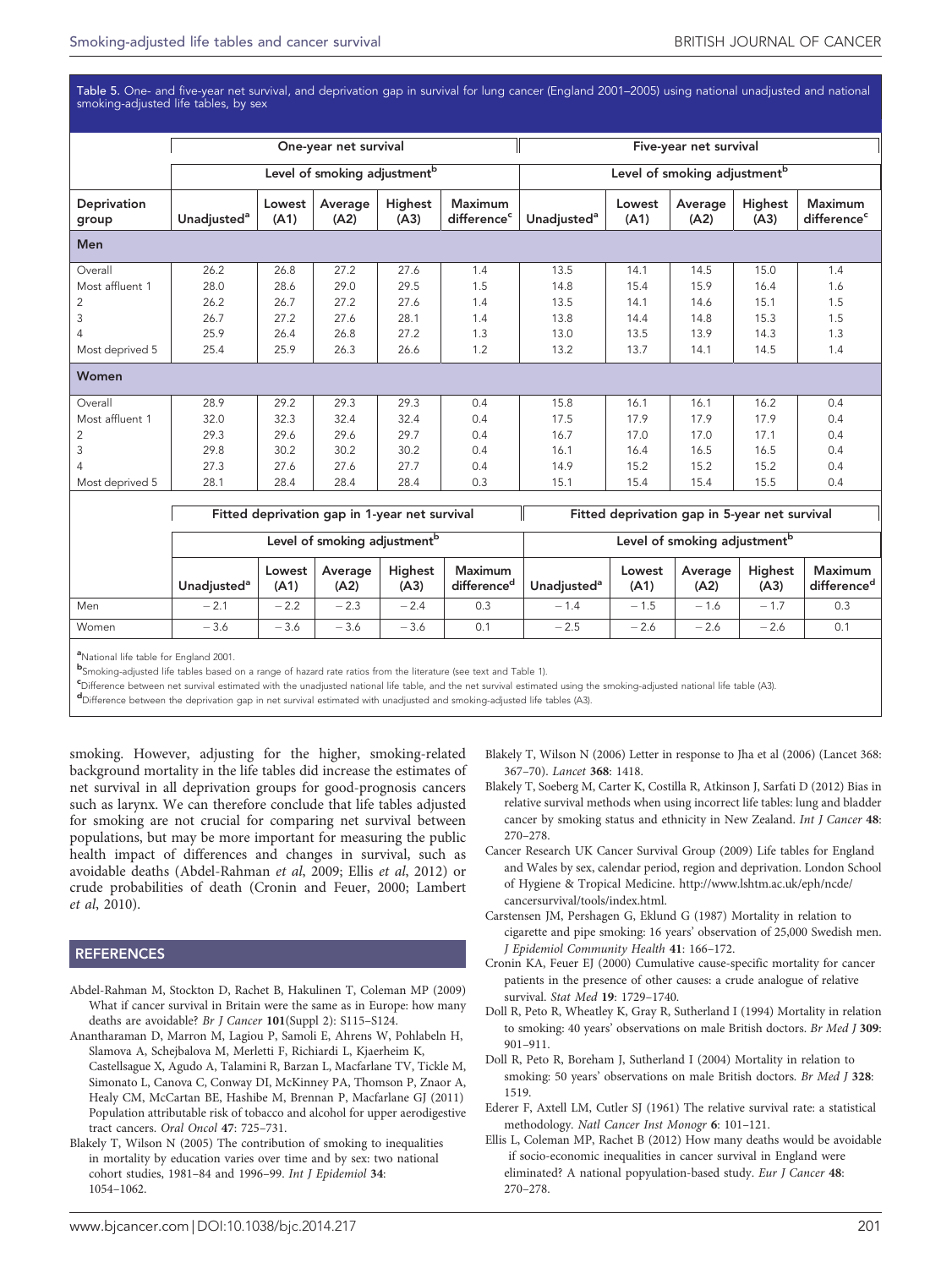Table 5. One- and five-year net survival, and deprivation gap in survival for lung cancer (England 2001–2005) using national unadjusted and national smoking-adjusted life tables, by sex

| | One-year net survival | | | | | Five-year net survival | | | | |
|---|---|---|---|---|---|---|---|---|---|---|
| | Level of smoking adjustment[b] | | | | | Level of smoking adjustment[b] | | | | |
| Deprivation group | Unadjusted[a] | Lowest (A1) | Average (A2) | Highest (A3) | Maximum difference[c] | Unadjusted[a] | Lowest (A1) | Average (A2) | Highest (A3) | Maximum difference[c] |
| **Men** | | | | | | | | | | |
| Overall | 26.2 | 26.8 | 27.2 | 27.6 | 1.4 | 13.5 | 14.1 | 14.5 | 15.0 | 1.4 |
| Most affluent 1 | 28.0 | 28.6 | 29.0 | 29.5 | 1.5 | 14.8 | 15.4 | 15.9 | 16.4 | 1.6 |
| 2 | 26.2 | 26.7 | 27.2 | 27.6 | 1.4 | 13.5 | 14.1 | 14.6 | 15.1 | 1.5 |
| 3 | 26.7 | 27.2 | 27.6 | 28.1 | 1.4 | 13.8 | 14.4 | 14.8 | 15.3 | 1.5 |
| 4 | 25.9 | 26.4 | 26.8 | 27.2 | 1.3 | 13.0 | 13.5 | 13.9 | 14.3 | 1.3 |
| Most deprived 5 | 25.4 | 25.9 | 26.3 | 26.6 | 1.2 | 13.2 | 13.7 | 14.1 | 14.5 | 1.4 |
| **Women** | | | | | | | | | | |
| Overall | 28.9 | 29.2 | 29.3 | 29.3 | 0.4 | 15.8 | 16.1 | 16.1 | 16.2 | 0.4 |
| Most affluent 1 | 32.0 | 32.3 | 32.4 | 32.4 | 0.4 | 17.5 | 17.9 | 17.9 | 17.9 | 0.4 |
| 2 | 29.3 | 29.6 | 29.6 | 29.7 | 0.4 | 16.7 | 17.0 | 17.0 | 17.1 | 0.4 |
| 3 | 29.8 | 30.2 | 30.2 | 30.2 | 0.4 | 16.1 | 16.4 | 16.5 | 16.5 | 0.4 |
| 4 | 27.3 | 27.6 | 27.6 | 27.7 | 0.4 | 14.9 | 15.2 | 15.2 | 15.2 | 0.4 |
| Most deprived 5 | 28.1 | 28.4 | 28.4 | 28.4 | 0.3 | 15.1 | 15.4 | 15.4 | 15.5 | 0.4 |

| | Fitted deprivation gap in 1-year net survival | | | | | Fitted deprivation gap in 5-year net survival | | | | |
|---|---|---|---|---|---|---|---|---|---|---|
| | Level of smoking adjustment[b] | | | | | Level of smoking adjustment[b] | | | | |
| | Unadjusted[a] | Lowest (A1) | Average (A2) | Highest (A3) | Maximum difference[d] | Unadjusted[a] | Lowest (A1) | Average (A2) | Highest (A3) | Maximum difference[d] |
| Men | −2.1 | −2.2 | −2.3 | −2.4 | 0.3 | −1.4 | −1.5 | −1.6 | −1.7 | 0.3 |
| Women | −3.6 | −3.6 | −3.6 | −3.6 | 0.1 | −2.5 | −2.6 | −2.6 | −2.6 | 0.1 |

[a]National life table for England 2001.

[b]Smoking-adjusted life tables based on a range of hazard rate ratios from the literature (see text and Table 1).

[c]Difference between net survival estimated with the unadjusted national life table, and the net survival estimated using the smoking-adjusted national life table (A3).

[d]Difference between the deprivation gap in net survival estimated with unadjusted and smoking-adjusted life tables (A3).

smoking. However, adjusting for the higher, smoking-related background mortality in the life tables did increase the estimates of net survival in all deprivation groups for good-prognosis cancers such as larynx. We can therefore conclude that life tables adjusted for smoking are not crucial for comparing net survival between populations, but may be more important for measuring the public health impact of differences and changes in survival, such as avoidable deaths (Abdel-Rahman *et al*, 2009; Ellis *et al*, 2012) or crude probabilities of death (Cronin and Feuer, 2000; Lambert *et al*, 2010).

## REFERENCES

Abdel-Rahman M, Stockton D, Rachet B, Hakulinen T, Coleman MP (2009) What if cancer survival in Britain were the same as in Europe: how many deaths are avoidable? *Br J Cancer* **101**(Suppl 2): S115–S124.

Anantharaman D, Marron M, Lagiou P, Samoli E, Ahrens W, Pohlabeln H, Slamova A, Schejbalova M, Merletti F, Richiardi L, Kjaerheim K, Castellsague X, Agudo A, Talamini R, Barzan L, Macfarlane TV, Tickle M, Simonato L, Canova C, Conway DI, McKinney PA, Thomson P, Znaor A, Healy CM, McCartan BE, Hashibe M, Brennan P, Macfarlane GJ (2011) Population attributable risk of tobacco and alcohol for upper aerodigestive tract cancers. *Oral Oncol* **47**: 725–731.

Blakely T, Wilson N (2005) The contribution of smoking to inequalities in mortality by education varies over time and by sex: two national cohort studies, 1981–84 and 1996–99. *Int J Epidemiol* **34**: 1054–1062.

Blakely T, Wilson N (2006) Letter in response to Jha et al (2006) (Lancet 368: 367–70). *Lancet* **368**: 1418.

Blakely T, Soeberg M, Carter K, Costilla R, Atkinson J, Sarfati D (2012) Bias in relative survival methods when using incorrect life tables: lung and bladder cancer by smoking status and ethnicity in New Zealand. *Int J Cancer* **48**: 270–278.

Cancer Research UK Cancer Survival Group (2009) Life tables for England and Wales by sex, calendar period, region and deprivation. London School of Hygiene & Tropical Medicine. http://www.lshtm.ac.uk/eph/ncde/cancersurvival/tools/index.html.

Carstensen JM, Pershagen G, Eklund G (1987) Mortality in relation to cigarette and pipe smoking: 16 years' observation of 25,000 Swedish men. *J Epidemiol Community Health* **41**: 166–172.

Cronin KA, Feuer EJ (2000) Cumulative cause-specific mortality for cancer patients in the presence of other causes: a crude analogue of relative survival. *Stat Med* **19**: 1729–1740.

Doll R, Peto R, Wheatley K, Gray R, Sutherland I (1994) Mortality in relation to smoking: 40 years' observations on male British doctors. *Br Med J* **309**: 901–911.

Doll R, Peto R, Boreham J, Sutherland I (2004) Mortality in relation to smoking: 50 years' observations on male British doctors. *Br Med J* **328**: 1519.

Ederer F, Axtell LM, Cutler SJ (1961) The relative survival rate: a statistical methodology. *Natl Cancer Inst Monogr* **6**: 101–121.

Ellis L, Coleman MP, Rachet B (2012) How many deaths would be avoidable if socio-economic inequalities in cancer survival in England were eliminated? A national popyulation-based study. *Eur J Cancer* **48**: 270–278.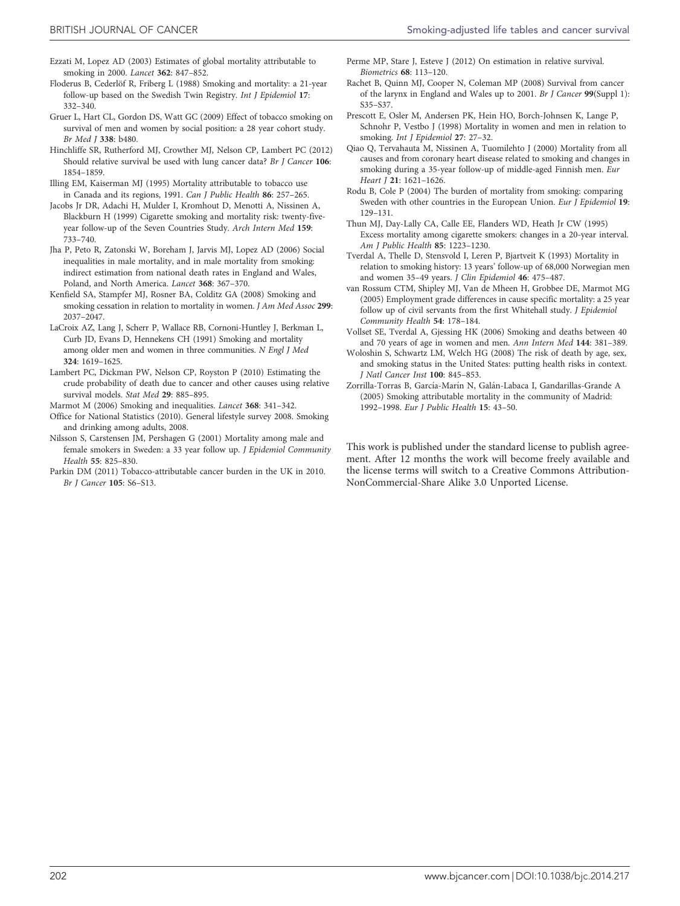Ezzati M, Lopez AD (2003) Estimates of global mortality attributable to smoking in 2000. *Lancet* **362**: 847–852.

Floderus B, Cederlöf R, Friberg L (1988) Smoking and mortality: a 21-year follow-up based on the Swedish Twin Registry. *Int J Epidemiol* **17**: 332–340.

Gruer L, Hart CL, Gordon DS, Watt GC (2009) Effect of tobacco smoking on survival of men and women by social position: a 28 year cohort study. *Br Med J* **338**: b480.

Hinchliffe SR, Rutherford MJ, Crowther MJ, Nelson CP, Lambert PC (2012) Should relative survival be used with lung cancer data? *Br J Cancer* **106**: 1854–1859.

Illing EM, Kaiserman MJ (1995) Mortality attributable to tobacco use in Canada and its regions, 1991. *Can J Public Health* **86**: 257–265.

Jacobs Jr DR, Adachi H, Mulder I, Kromhout D, Menotti A, Nissinen A, Blackburn H (1999) Cigarette smoking and mortality risk: twenty-five-year follow-up of the Seven Countries Study. *Arch Intern Med* **159**: 733–740.

Jha P, Peto R, Zatonski W, Boreham J, Jarvis MJ, Lopez AD (2006) Social inequalities in male mortality, and in male mortality from smoking: indirect estimation from national death rates in England and Wales, Poland, and North America. *Lancet* **368**: 367–370.

Kenfield SA, Stampfer MJ, Rosner BA, Colditz GA (2008) Smoking and smoking cessation in relation to mortality in women. *J Am Med Assoc* **299**: 2037–2047.

LaCroix AZ, Lang J, Scherr P, Wallace RB, Cornoni-Huntley J, Berkman L, Curb JD, Evans D, Hennekens CH (1991) Smoking and mortality among older men and women in three communities. *N Engl J Med* **324**: 1619–1625.

Lambert PC, Dickman PW, Nelson CP, Royston P (2010) Estimating the crude probability of death due to cancer and other causes using relative survival models. *Stat Med* **29**: 885–895.

Marmot M (2006) Smoking and inequalities. *Lancet* **368**: 341–342.

Office for National Statistics (2010). General lifestyle survey 2008. Smoking and drinking among adults, 2008.

Nilsson S, Carstensen JM, Pershagen G (2001) Mortality among male and female smokers in Sweden: a 33 year follow up. *J Epidemiol Community Health* **55**: 825–830.

Parkin DM (2011) Tobacco-attributable cancer burden in the UK in 2010. *Br J Cancer* **105**: S6–S13.

Perme MP, Stare J, Esteve J (2012) On estimation in relative survival. *Biometrics* **68**: 113–120.

Rachet B, Quinn MJ, Cooper N, Coleman MP (2008) Survival from cancer of the larynx in England and Wales up to 2001. *Br J Cancer* **99**(Suppl 1): S35–S37.

Prescott E, Osler M, Andersen PK, Hein HO, Borch-Johnsen K, Lange P, Schnohr P, Vestbo J (1998) Mortality in women and men in relation to smoking. *Int J Epidemiol* **27**: 27–32.

Qiao Q, Tervahauta M, Nissinen A, Tuomilehto J (2000) Mortality from all causes and from coronary heart disease related to smoking and changes in smoking during a 35-year follow-up of middle-aged Finnish men. *Eur Heart J* **21**: 1621–1626.

Rodu B, Cole P (2004) The burden of mortality from smoking: comparing Sweden with other countries in the European Union. *Eur J Epidemiol* **19**: 129–131.

Thun MJ, Day-Lally CA, Calle EE, Flanders WD, Heath Jr CW (1995) Excess mortality among cigarette smokers: changes in a 20-year interval. *Am J Public Health* **85**: 1223–1230.

Tverdal A, Thelle D, Stensvold I, Leren P, Bjartveit K (1993) Mortality in relation to smoking history: 13 years' follow-up of 68,000 Norwegian men and women 35–49 years. *J Clin Epidemiol* **46**: 475–487.

van Rossum CTM, Shipley MJ, Van de Mheen H, Grobbee DE, Marmot MG (2005) Employment grade differences in cause specific mortality: a 25 year follow up of civil servants from the first Whitehall study. *J Epidemiol Community Health* **54**: 178–184.

Vollset SE, Tverdal A, Gjessing HK (2006) Smoking and deaths between 40 and 70 years of age in women and men. *Ann Intern Med* **144**: 381–389.

Woloshin S, Schwartz LM, Welch HG (2008) The risk of death by age, sex, and smoking status in the United States: putting health risks in context. *J Natl Cancer Inst* **100**: 845–853.

Zorrilla-Torras B, García-Marín N, Galán-Labaca I, Gandarillas-Grande A (2005) Smoking attributable mortality in the community of Madrid: 1992–1998. *Eur J Public Health* **15**: 43–50.

This work is published under the standard license to publish agreement. After 12 months the work will become freely available and the license terms will switch to a Creative Commons Attribution-NonCommercial-Share Alike 3.0 Unported License.